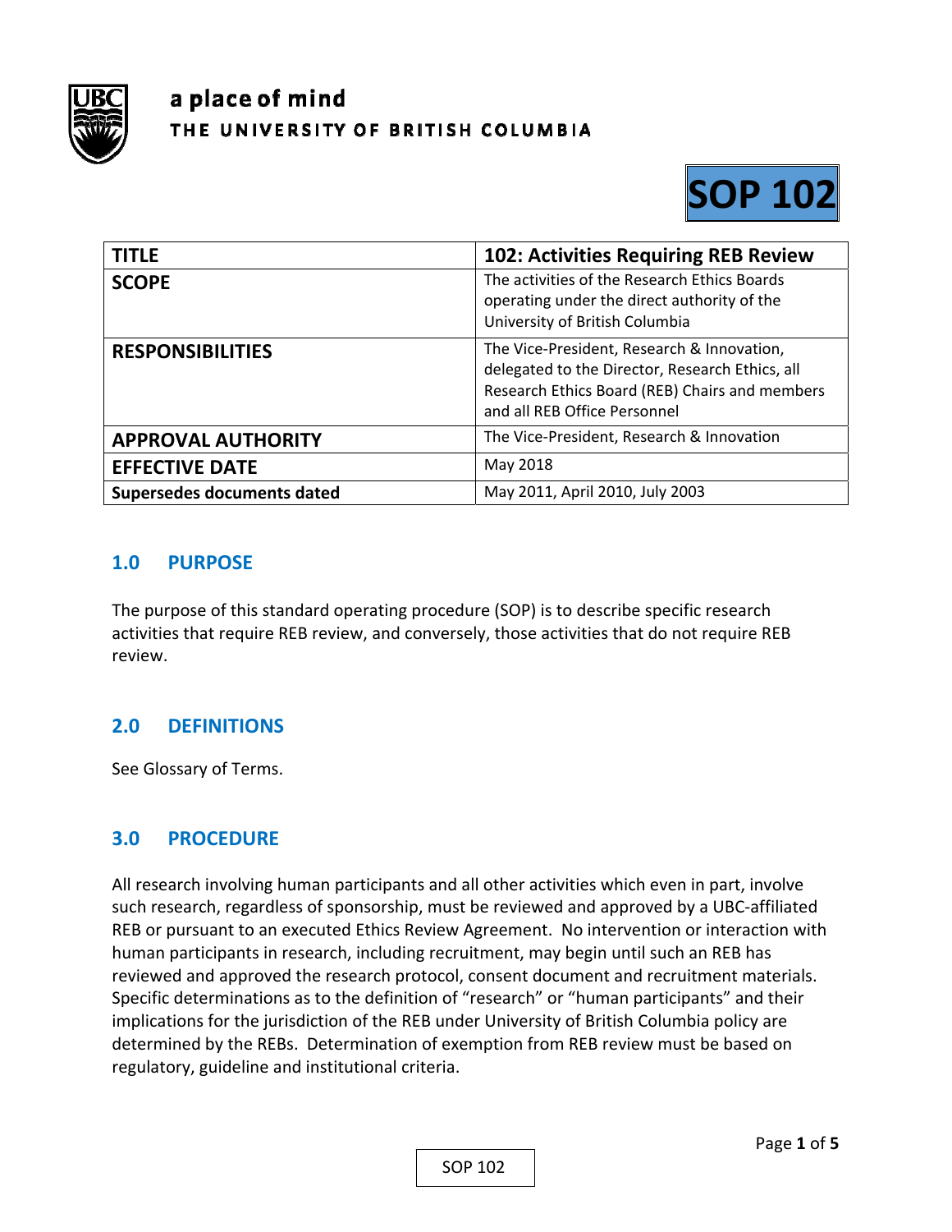a place of mind
THE UNIVERSITY OF BRITISH COLUMBIA

# SOP 102

| TITLE | 102: Activities Requiring REB Review |
|---|---|
| SCOPE | The activities of the Research Ethics Boards operating under the direct authority of the University of British Columbia |
| RESPONSIBILITIES | The Vice-President, Research & Innovation, delegated to the Director, Research Ethics, all Research Ethics Board (REB) Chairs and members and all REB Office Personnel |
| APPROVAL AUTHORITY | The Vice-President, Research & Innovation |
| EFFECTIVE DATE | May 2018 |
| Supersedes documents dated | May 2011, April 2010, July 2003 |

## 1.0 PURPOSE

The purpose of this standard operating procedure (SOP) is to describe specific research activities that require REB review, and conversely, those activities that do not require REB review.

## 2.0 DEFINITIONS

See Glossary of Terms.

## 3.0 PROCEDURE

All research involving human participants and all other activities which even in part, involve such research, regardless of sponsorship, must be reviewed and approved by a UBC-affiliated REB or pursuant to an executed Ethics Review Agreement. No intervention or interaction with human participants in research, including recruitment, may begin until such an REB has reviewed and approved the research protocol, consent document and recruitment materials. Specific determinations as to the definition of "research" or "human participants" and their implications for the jurisdiction of the REB under University of British Columbia policy are determined by the REBs. Determination of exemption from REB review must be based on regulatory, guideline and institutional criteria.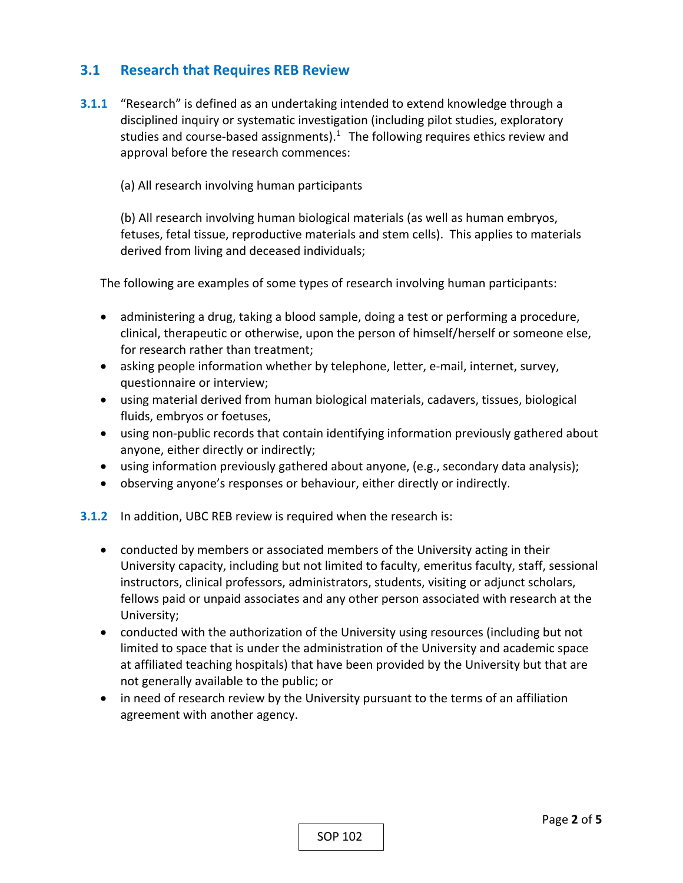## 3.1 Research that Requires REB Review

**3.1.1** "Research" is defined as an undertaking intended to extend knowledge through a disciplined inquiry or systematic investigation (including pilot studies, exploratory studies and course-based assignments).[1] The following requires ethics review and approval before the research commences:

(a) All research involving human participants

(b) All research involving human biological materials (as well as human embryos, fetuses, fetal tissue, reproductive materials and stem cells). This applies to materials derived from living and deceased individuals;

The following are examples of some types of research involving human participants:

- administering a drug, taking a blood sample, doing a test or performing a procedure, clinical, therapeutic or otherwise, upon the person of himself/herself or someone else, for research rather than treatment;
- asking people information whether by telephone, letter, e-mail, internet, survey, questionnaire or interview;
- using material derived from human biological materials, cadavers, tissues, biological fluids, embryos or foetuses,
- using non-public records that contain identifying information previously gathered about anyone, either directly or indirectly;
- using information previously gathered about anyone, (e.g., secondary data analysis);
- observing anyone's responses or behaviour, either directly or indirectly.

**3.1.2** In addition, UBC REB review is required when the research is:

- conducted by members or associated members of the University acting in their University capacity, including but not limited to faculty, emeritus faculty, staff, sessional instructors, clinical professors, administrators, students, visiting or adjunct scholars, fellows paid or unpaid associates and any other person associated with research at the University;
- conducted with the authorization of the University using resources (including but not limited to space that is under the administration of the University and academic space at affiliated teaching hospitals) that have been provided by the University but that are not generally available to the public; or
- in need of research review by the University pursuant to the terms of an affiliation agreement with another agency.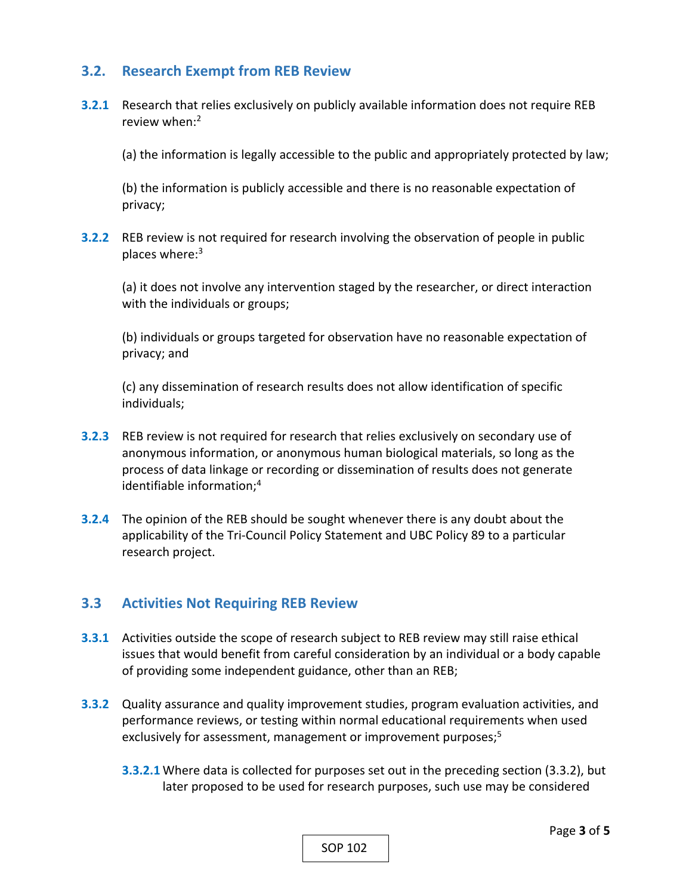## 3.2. Research Exempt from REB Review

**3.2.1** Research that relies exclusively on publicly available information does not require REB review when:[2]

(a) the information is legally accessible to the public and appropriately protected by law;

(b) the information is publicly accessible and there is no reasonable expectation of privacy;

**3.2.2** REB review is not required for research involving the observation of people in public places where:[3]

(a) it does not involve any intervention staged by the researcher, or direct interaction with the individuals or groups;

(b) individuals or groups targeted for observation have no reasonable expectation of privacy; and

(c) any dissemination of research results does not allow identification of specific individuals;

**3.2.3** REB review is not required for research that relies exclusively on secondary use of anonymous information, or anonymous human biological materials, so long as the process of data linkage or recording or dissemination of results does not generate identifiable information;[4]

**3.2.4** The opinion of the REB should be sought whenever there is any doubt about the applicability of the Tri-Council Policy Statement and UBC Policy 89 to a particular research project.

## 3.3 Activities Not Requiring REB Review

**3.3.1** Activities outside the scope of research subject to REB review may still raise ethical issues that would benefit from careful consideration by an individual or a body capable of providing some independent guidance, other than an REB;

**3.3.2** Quality assurance and quality improvement studies, program evaluation activities, and performance reviews, or testing within normal educational requirements when used exclusively for assessment, management or improvement purposes;[5]

**3.3.2.1** Where data is collected for purposes set out in the preceding section (3.3.2), but later proposed to be used for research purposes, such use may be considered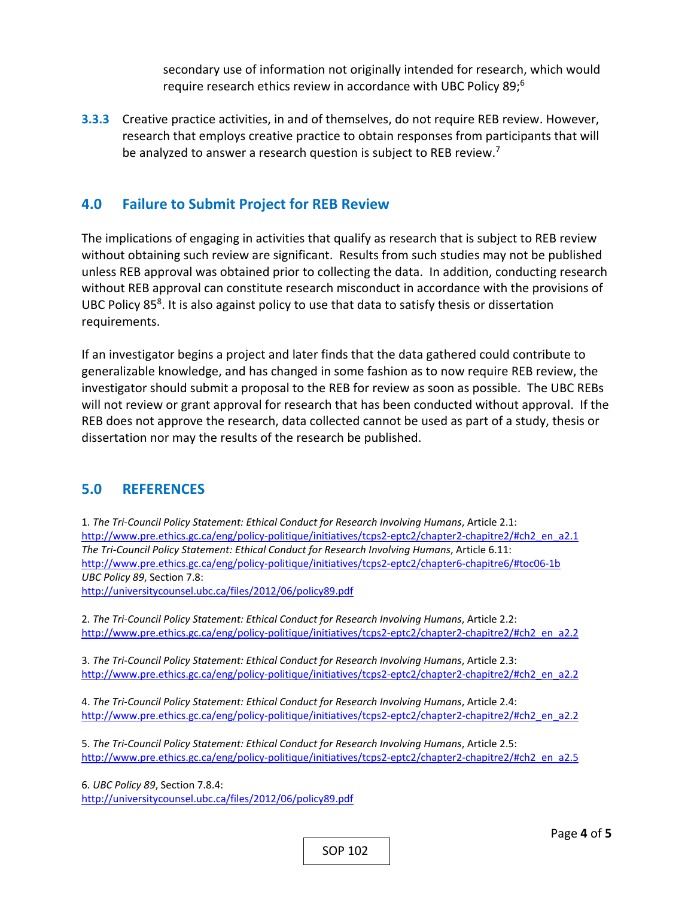secondary use of information not originally intended for research, which would require research ethics review in accordance with UBC Policy 89;[6]

**3.3.3** Creative practice activities, in and of themselves, do not require REB review. However, research that employs creative practice to obtain responses from participants that will be analyzed to answer a research question is subject to REB review.[7]

## 4.0 Failure to Submit Project for REB Review

The implications of engaging in activities that qualify as research that is subject to REB review without obtaining such review are significant. Results from such studies may not be published unless REB approval was obtained prior to collecting the data. In addition, conducting research without REB approval can constitute research misconduct in accordance with the provisions of UBC Policy 85[8]. It is also against policy to use that data to satisfy thesis or dissertation requirements.

If an investigator begins a project and later finds that the data gathered could contribute to generalizable knowledge, and has changed in some fashion as to now require REB review, the investigator should submit a proposal to the REB for review as soon as possible. The UBC REBs will not review or grant approval for research that has been conducted without approval. If the REB does not approve the research, data collected cannot be used as part of a study, thesis or dissertation nor may the results of the research be published.

## 5.0 REFERENCES

1. *The Tri-Council Policy Statement: Ethical Conduct for Research Involving Humans*, Article 2.1:
http://www.pre.ethics.gc.ca/eng/policy-politique/initiatives/tcps2-eptc2/chapter2-chapitre2/#ch2_en_a2.1
*The Tri-Council Policy Statement: Ethical Conduct for Research Involving Humans*, Article 6.11:
http://www.pre.ethics.gc.ca/eng/policy-politique/initiatives/tcps2-eptc2/chapter6-chapitre6/#toc06-1b
*UBC Policy 89*, Section 7.8:
http://universitycounsel.ubc.ca/files/2012/06/policy89.pdf

2. *The Tri-Council Policy Statement: Ethical Conduct for Research Involving Humans*, Article 2.2:
http://www.pre.ethics.gc.ca/eng/policy-politique/initiatives/tcps2-eptc2/chapter2-chapitre2/#ch2_en_a2.2

3. *The Tri-Council Policy Statement: Ethical Conduct for Research Involving Humans*, Article 2.3:
http://www.pre.ethics.gc.ca/eng/policy-politique/initiatives/tcps2-eptc2/chapter2-chapitre2/#ch2_en_a2.2

4. *The Tri-Council Policy Statement: Ethical Conduct for Research Involving Humans*, Article 2.4:
http://www.pre.ethics.gc.ca/eng/policy-politique/initiatives/tcps2-eptc2/chapter2-chapitre2/#ch2_en_a2.2

5. *The Tri-Council Policy Statement: Ethical Conduct for Research Involving Humans*, Article 2.5:
http://www.pre.ethics.gc.ca/eng/policy-politique/initiatives/tcps2-eptc2/chapter2-chapitre2/#ch2_en_a2.5

6. *UBC Policy 89*, Section 7.8.4:
http://universitycounsel.ubc.ca/files/2012/06/policy89.pdf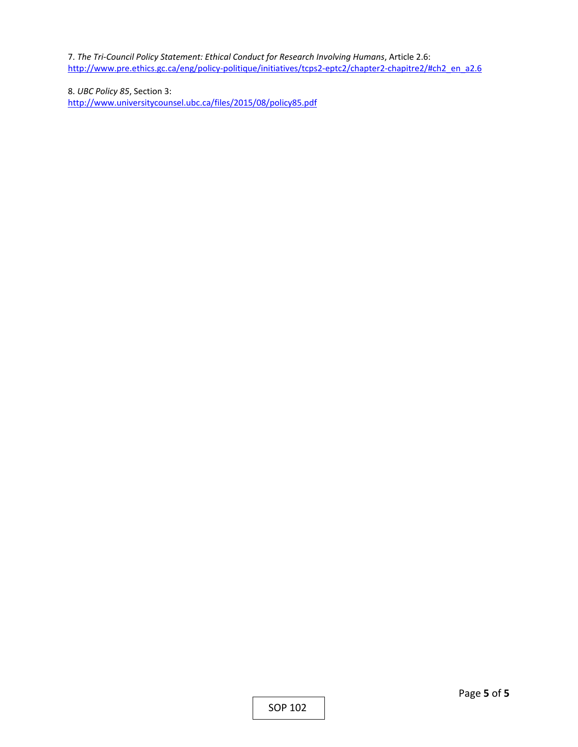7. *The Tri-Council Policy Statement: Ethical Conduct for Research Involving Humans*, Article 2.6:
http://www.pre.ethics.gc.ca/eng/policy-politique/initiatives/tcps2-eptc2/chapter2-chapitre2/#ch2_en_a2.6

8. *UBC Policy 85*, Section 3:
http://www.universitycounsel.ubc.ca/files/2015/08/policy85.pdf